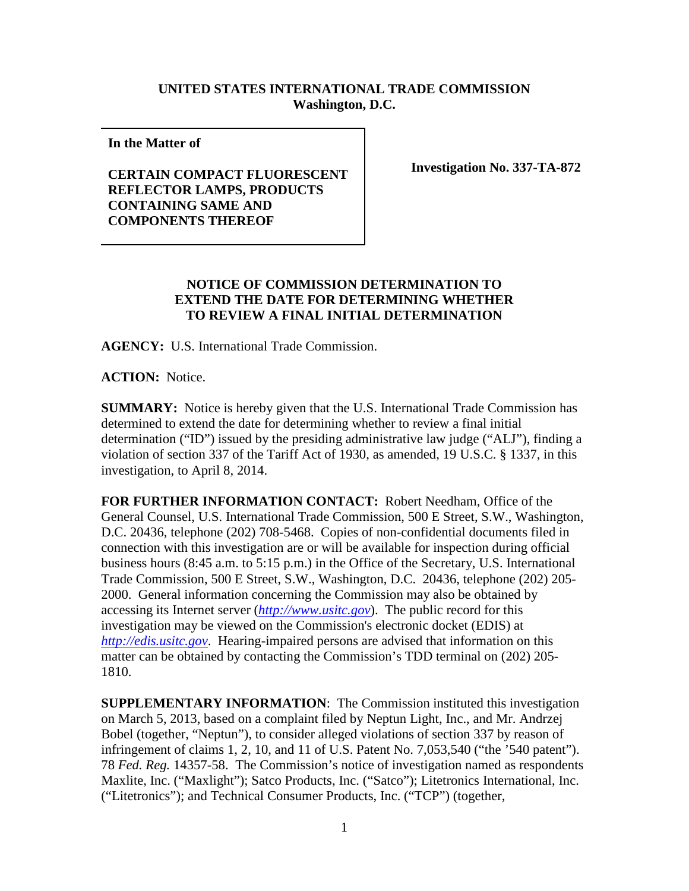**UNITED STATES INTERNATIONAL TRADE COMMISSION**
**Washington, D.C.**

| **In the Matter of** <br><br> **CERTAIN COMPACT FLUORESCENT REFLECTOR LAMPS, PRODUCTS CONTAINING SAME AND COMPONENTS THEREOF** | **Investigation No. 337-TA-872** |
|---|---|

**NOTICE OF COMMISSION DETERMINATION TO EXTEND THE DATE FOR DETERMINING WHETHER TO REVIEW A FINAL INITIAL DETERMINATION**

**AGENCY:** U.S. International Trade Commission.

**ACTION:** Notice.

**SUMMARY:** Notice is hereby given that the U.S. International Trade Commission has determined to extend the date for determining whether to review a final initial determination ("ID") issued by the presiding administrative law judge ("ALJ"), finding a violation of section 337 of the Tariff Act of 1930, as amended, 19 U.S.C. § 1337, in this investigation, to April 8, 2014.

**FOR FURTHER INFORMATION CONTACT:** Robert Needham, Office of the General Counsel, U.S. International Trade Commission, 500 E Street, S.W., Washington, D.C. 20436, telephone (202) 708-5468. Copies of non-confidential documents filed in connection with this investigation are or will be available for inspection during official business hours (8:45 a.m. to 5:15 p.m.) in the Office of the Secretary, U.S. International Trade Commission, 500 E Street, S.W., Washington, D.C. 20436, telephone (202) 205-2000. General information concerning the Commission may also be obtained by accessing its Internet server (*http://www.usitc.gov*). The public record for this investigation may be viewed on the Commission's electronic docket (EDIS) at *http://edis.usitc.gov*. Hearing-impaired persons are advised that information on this matter can be obtained by contacting the Commission's TDD terminal on (202) 205-1810.

**SUPPLEMENTARY INFORMATION**: The Commission instituted this investigation on March 5, 2013, based on a complaint filed by Neptun Light, Inc., and Mr. Andrzej Bobel (together, "Neptun"), to consider alleged violations of section 337 by reason of infringement of claims 1, 2, 10, and 11 of U.S. Patent No. 7,053,540 ("the '540 patent"). 78 *Fed. Reg.* 14357-58. The Commission's notice of investigation named as respondents Maxlite, Inc. ("Maxlight"); Satco Products, Inc. ("Satco"); Litetronics International, Inc. ("Litetronics"); and Technical Consumer Products, Inc. ("TCP") (together,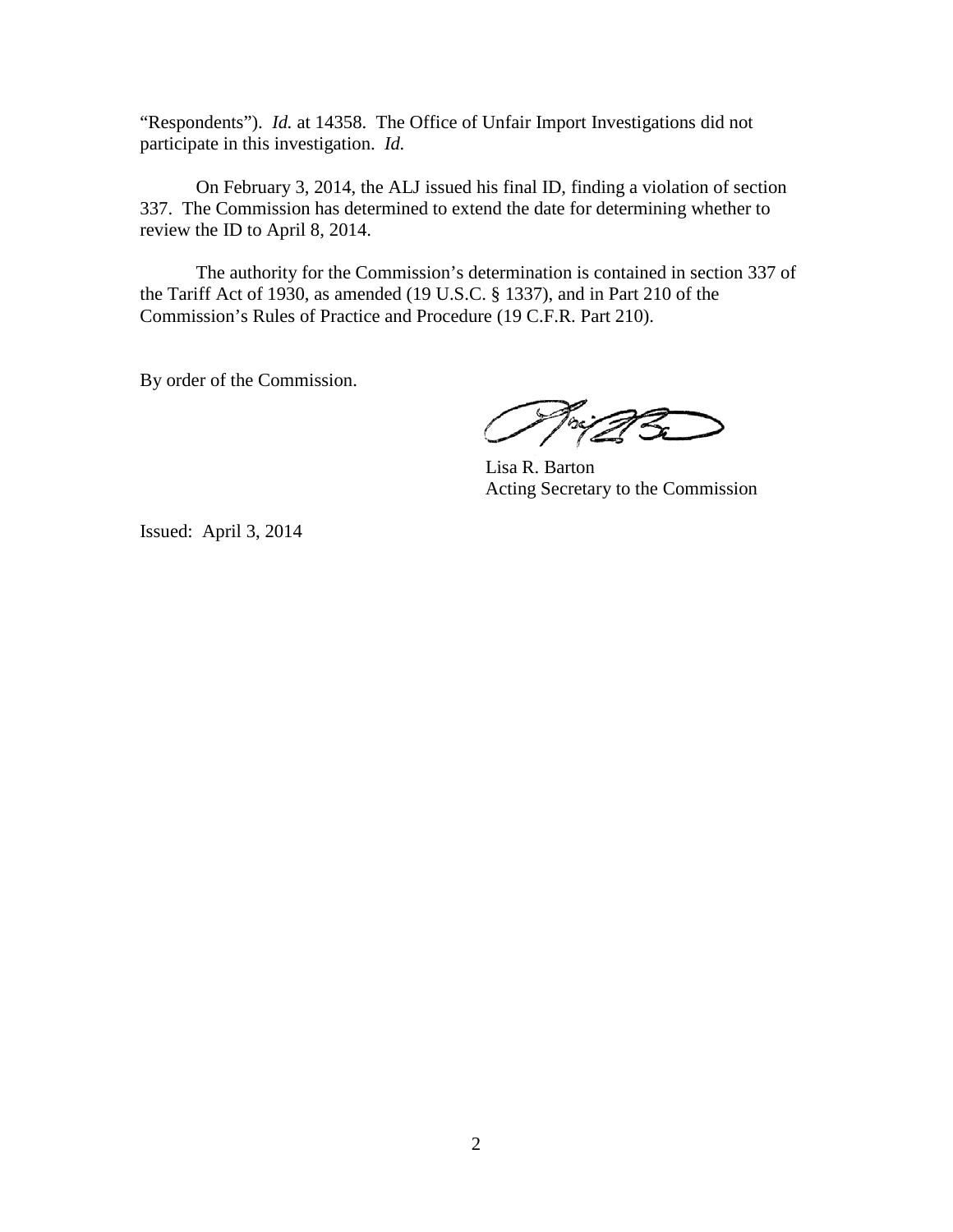"Respondents"). *Id.* at 14358. The Office of Unfair Import Investigations did not participate in this investigation. *Id.*

On February 3, 2014, the ALJ issued his final ID, finding a violation of section 337. The Commission has determined to extend the date for determining whether to review the ID to April 8, 2014.

The authority for the Commission's determination is contained in section 337 of the Tariff Act of 1930, as amended (19 U.S.C. § 1337), and in Part 210 of the Commission's Rules of Practice and Procedure (19 C.F.R. Part 210).

By order of the Commission.

Lisa R. Barton
Acting Secretary to the Commission

Issued: April 3, 2014